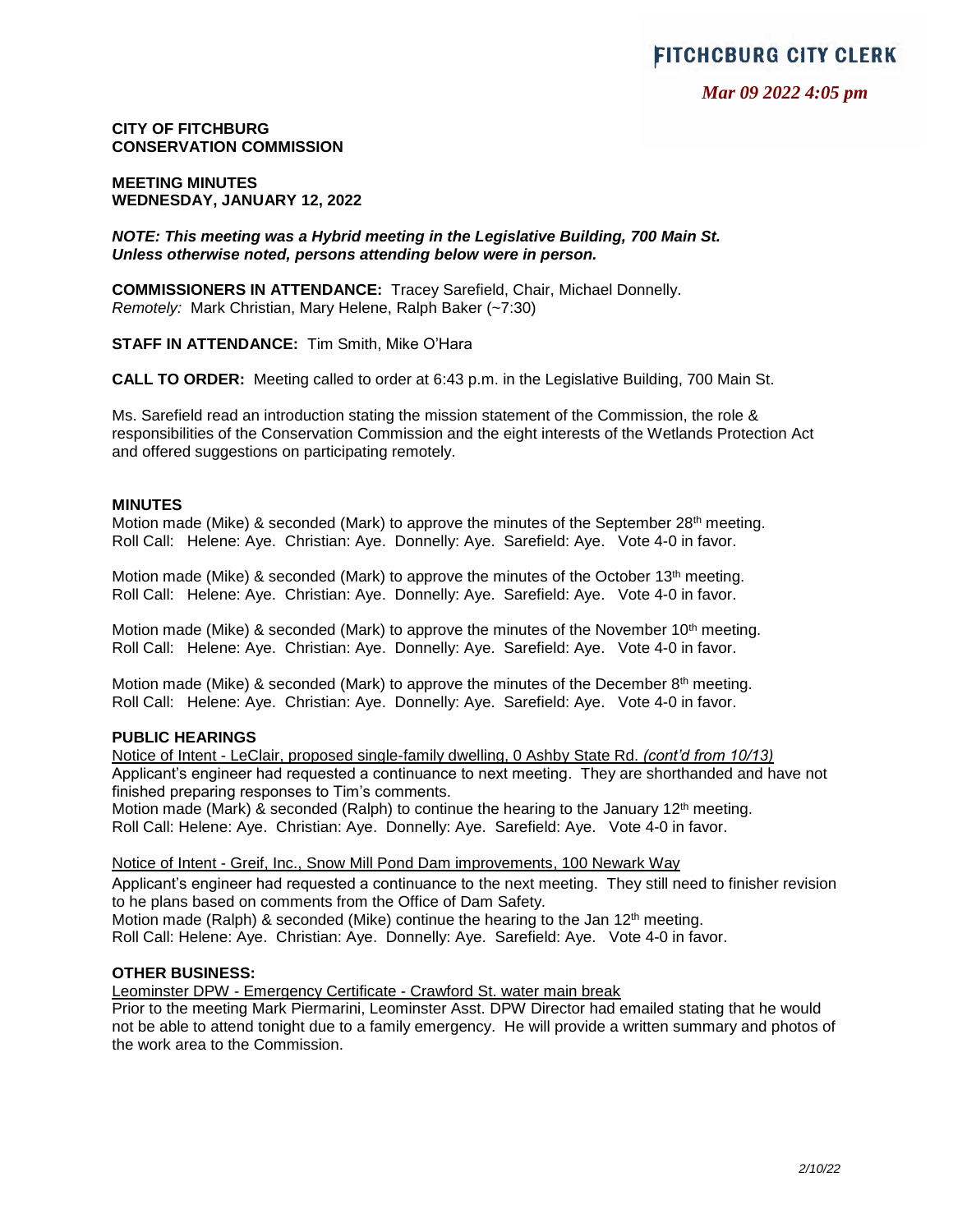FITCHCBURG CITY CLERK

*Mar 09 2022 4:05 pm*

**CITY OF FITCHBURG**
**CONSERVATION COMMISSION**

**MEETING MINUTES**
**WEDNESDAY, JANUARY 12, 2022**

***NOTE: This meeting was a Hybrid meeting in the Legislative Building, 700 Main St. Unless otherwise noted, persons attending below were in person.***

**COMMISSIONERS IN ATTENDANCE:** Tracey Sarefield, Chair, Michael Donnelly.
*Remotely:* Mark Christian, Mary Helene, Ralph Baker (~7:30)

**STAFF IN ATTENDANCE:** Tim Smith, Mike O'Hara

**CALL TO ORDER:** Meeting called to order at 6:43 p.m. in the Legislative Building, 700 Main St.

Ms. Sarefield read an introduction stating the mission statement of the Commission, the role & responsibilities of the Conservation Commission and the eight interests of the Wetlands Protection Act and offered suggestions on participating remotely.

**MINUTES**

Motion made (Mike) & seconded (Mark) to approve the minutes of the September 28th meeting.
Roll Call: Helene: Aye. Christian: Aye. Donnelly: Aye. Sarefield: Aye. Vote 4-0 in favor.

Motion made (Mike) & seconded (Mark) to approve the minutes of the October 13th meeting.
Roll Call: Helene: Aye. Christian: Aye. Donnelly: Aye. Sarefield: Aye. Vote 4-0 in favor.

Motion made (Mike) & seconded (Mark) to approve the minutes of the November 10th meeting.
Roll Call: Helene: Aye. Christian: Aye. Donnelly: Aye. Sarefield: Aye. Vote 4-0 in favor.

Motion made (Mike) & seconded (Mark) to approve the minutes of the December 8th meeting.
Roll Call: Helene: Aye. Christian: Aye. Donnelly: Aye. Sarefield: Aye. Vote 4-0 in favor.

**PUBLIC HEARINGS**

Notice of Intent - LeClair, proposed single-family dwelling, 0 Ashby State Rd. *(cont'd from 10/13)*
Applicant's engineer had requested a continuance to next meeting. They are shorthanded and have not finished preparing responses to Tim's comments.
Motion made (Mark) & seconded (Ralph) to continue the hearing to the January 12th meeting.
Roll Call: Helene: Aye. Christian: Aye. Donnelly: Aye. Sarefield: Aye. Vote 4-0 in favor.

Notice of Intent - Greif, Inc., Snow Mill Pond Dam improvements, 100 Newark Way
Applicant's engineer had requested a continuance to the next meeting. They still need to finisher revision to he plans based on comments from the Office of Dam Safety.
Motion made (Ralph) & seconded (Mike) continue the hearing to the Jan 12th meeting.
Roll Call: Helene: Aye. Christian: Aye. Donnelly: Aye. Sarefield: Aye. Vote 4-0 in favor.

**OTHER BUSINESS:**

Leominster DPW - Emergency Certificate - Crawford St. water main break
Prior to the meeting Mark Piermarini, Leominster Asst. DPW Director had emailed stating that he would not be able to attend tonight due to a family emergency. He will provide a written summary and photos of the work area to the Commission.

*2/10/22*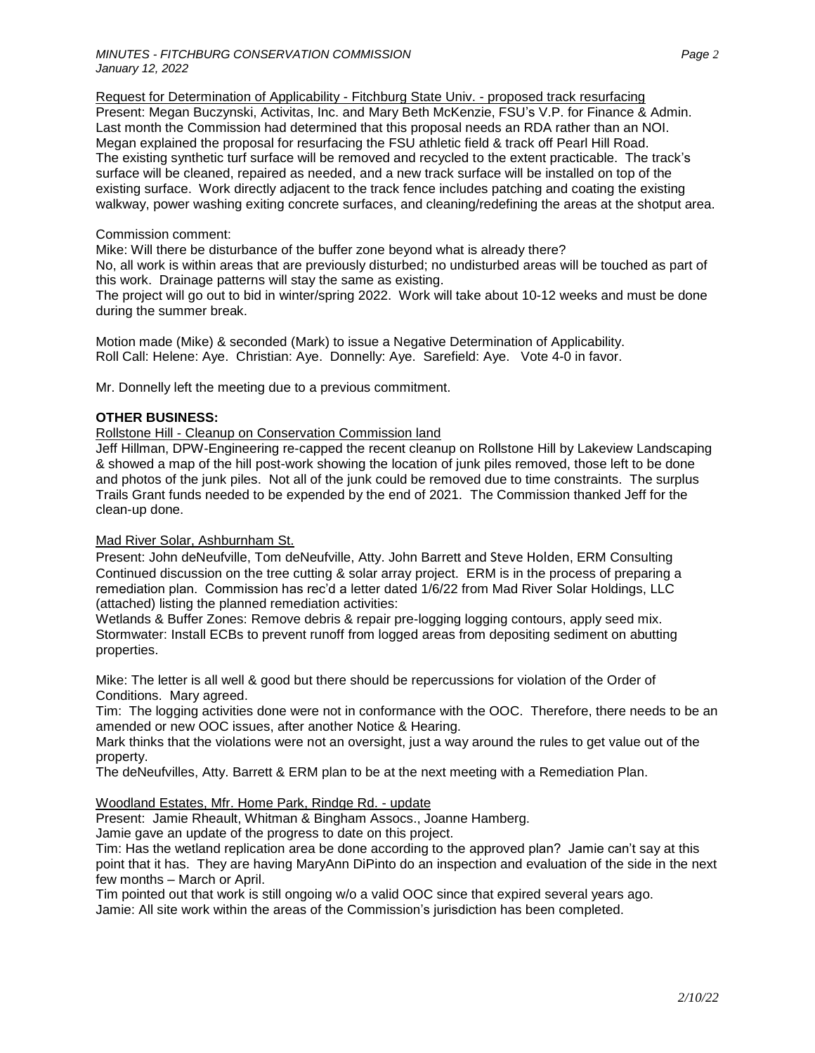Request for Determination of Applicability - Fitchburg State Univ. - proposed track resurfacing

Present: Megan Buczynski, Activitas, Inc. and Mary Beth McKenzie, FSU's V.P. for Finance & Admin.
Last month the Commission had determined that this proposal needs an RDA rather than an NOI.
Megan explained the proposal for resurfacing the FSU athletic field & track off Pearl Hill Road.
The existing synthetic turf surface will be removed and recycled to the extent practicable. The track's surface will be cleaned, repaired as needed, and a new track surface will be installed on top of the existing surface. Work directly adjacent to the track fence includes patching and coating the existing walkway, power washing exiting concrete surfaces, and cleaning/redefining the areas at the shotput area.

Commission comment:
Mike: Will there be disturbance of the buffer zone beyond what is already there?
No, all work is within areas that are previously disturbed; no undisturbed areas will be touched as part of this work. Drainage patterns will stay the same as existing.
The project will go out to bid in winter/spring 2022. Work will take about 10-12 weeks and must be done during the summer break.

Motion made (Mike) & seconded (Mark) to issue a Negative Determination of Applicability.
Roll Call: Helene: Aye. Christian: Aye. Donnelly: Aye. Sarefield: Aye. Vote 4-0 in favor.

Mr. Donnelly left the meeting due to a previous commitment.

**OTHER BUSINESS:**

Rollstone Hill - Cleanup on Conservation Commission land

Jeff Hillman, DPW-Engineering re-capped the recent cleanup on Rollstone Hill by Lakeview Landscaping & showed a map of the hill post-work showing the location of junk piles removed, those left to be done and photos of the junk piles. Not all of the junk could be removed due to time constraints. The surplus Trails Grant funds needed to be expended by the end of 2021. The Commission thanked Jeff for the clean-up done.

Mad River Solar, Ashburnham St.

Present: John deNeufville, Tom deNeufville, Atty. John Barrett and Steve Holden, ERM Consulting
Continued discussion on the tree cutting & solar array project. ERM is in the process of preparing a remediation plan. Commission has rec'd a letter dated 1/6/22 from Mad River Solar Holdings, LLC (attached) listing the planned remediation activities:
Wetlands & Buffer Zones: Remove debris & repair pre-logging logging contours, apply seed mix.
Stormwater: Install ECBs to prevent runoff from logged areas from depositing sediment on abutting properties.

Mike: The letter is all well & good but there should be repercussions for violation of the Order of Conditions. Mary agreed.
Tim: The logging activities done were not in conformance with the OOC. Therefore, there needs to be an amended or new OOC issues, after another Notice & Hearing.
Mark thinks that the violations were not an oversight, just a way around the rules to get value out of the property.
The deNeufvilles, Atty. Barrett & ERM plan to be at the next meeting with a Remediation Plan.

Woodland Estates, Mfr. Home Park, Rindge Rd. - update

Present: Jamie Rheault, Whitman & Bingham Assocs., Joanne Hamberg.
Jamie gave an update of the progress to date on this project.
Tim: Has the wetland replication area be done according to the approved plan? Jamie can't say at this point that it has. They are having MaryAnn DiPinto do an inspection and evaluation of the side in the next few months – March or April.
Tim pointed out that work is still ongoing w/o a valid OOC since that expired several years ago.
Jamie: All site work within the areas of the Commission's jurisdiction has been completed.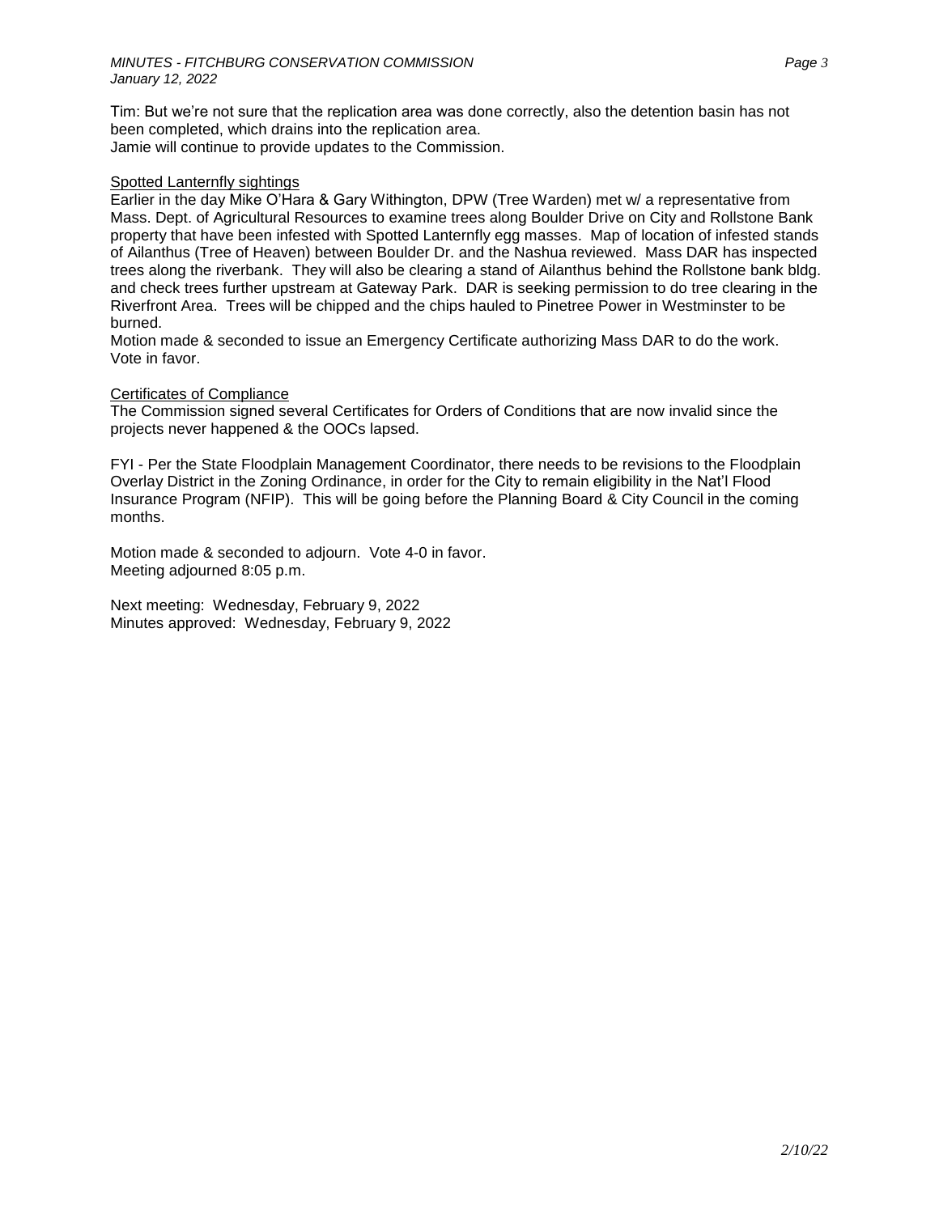Tim: But we're not sure that the replication area was done correctly, also the detention basin has not been completed, which drains into the replication area.
Jamie will continue to provide updates to the Commission.

Spotted Lanternfly sightings

Earlier in the day Mike O'Hara & Gary Withington, DPW (Tree Warden) met w/ a representative from Mass. Dept. of Agricultural Resources to examine trees along Boulder Drive on City and Rollstone Bank property that have been infested with Spotted Lanternfly egg masses. Map of location of infested stands of Ailanthus (Tree of Heaven) between Boulder Dr. and the Nashua reviewed. Mass DAR has inspected trees along the riverbank. They will also be clearing a stand of Ailanthus behind the Rollstone bank bldg. and check trees further upstream at Gateway Park. DAR is seeking permission to do tree clearing in the Riverfront Area. Trees will be chipped and the chips hauled to Pinetree Power in Westminster to be burned.
Motion made & seconded to issue an Emergency Certificate authorizing Mass DAR to do the work. Vote in favor.

Certificates of Compliance

The Commission signed several Certificates for Orders of Conditions that are now invalid since the projects never happened & the OOCs lapsed.

FYI - Per the State Floodplain Management Coordinator, there needs to be revisions to the Floodplain Overlay District in the Zoning Ordinance, in order for the City to remain eligibility in the Nat'l Flood Insurance Program (NFIP). This will be going before the Planning Board & City Council in the coming months.

Motion made & seconded to adjourn. Vote 4-0 in favor.
Meeting adjourned 8:05 p.m.

Next meeting: Wednesday, February 9, 2022
Minutes approved: Wednesday, February 9, 2022